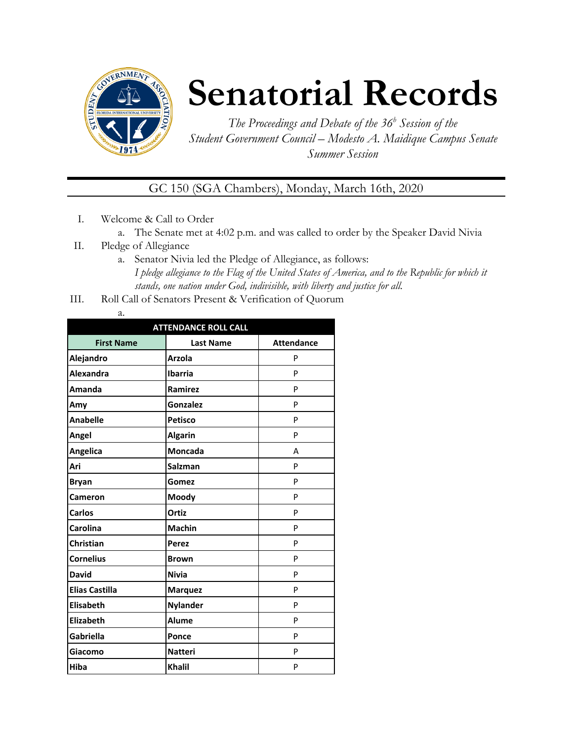# Senatorial Records

*The Proceedings and Debate of the 36^h Session of the Student Government Council – Modesto A. Maidique Campus Senate Summer Session*

GC 150 (SGA Chambers), Monday, March 16th, 2020

I. Welcome & Call to Order
   a. The Senate met at 4:02 p.m. and was called to order by the Speaker David Nivia

II. Pledge of Allegiance
   a. Senator Nivia led the Pledge of Allegiance, as follows:
   *I pledge allegiance to the Flag of the United States of America, and to the Republic for which it stands, one nation under God, indivisible, with liberty and justice for all.*

III. Roll Call of Senators Present & Verification of Quorum
   a.

| ATTENDANCE ROLL CALL | | |
|---|---|---|
| **First Name** | **Last Name** | **Attendance** |
| **Alejandro** | **Arzola** | P |
| **Alexandra** | **Ibarria** | P |
| **Amanda** | **Ramirez** | P |
| **Amy** | **Gonzalez** | P |
| **Anabelle** | **Petisco** | P |
| **Angel** | **Algarin** | P |
| **Angelica** | **Moncada** | A |
| **Ari** | **Salzman** | P |
| **Bryan** | **Gomez** | P |
| **Cameron** | **Moody** | P |
| **Carlos** | **Ortiz** | P |
| **Carolina** | **Machin** | P |
| **Christian** | **Perez** | P |
| **Cornelius** | **Brown** | P |
| **David** | **Nivia** | P |
| **Elias Castilla** | **Marquez** | P |
| **Elisabeth** | **Nylander** | P |
| **Elizabeth** | **Alume** | P |
| **Gabriella** | **Ponce** | P |
| **Giacomo** | **Natteri** | P |
| **Hiba** | **Khalil** | P |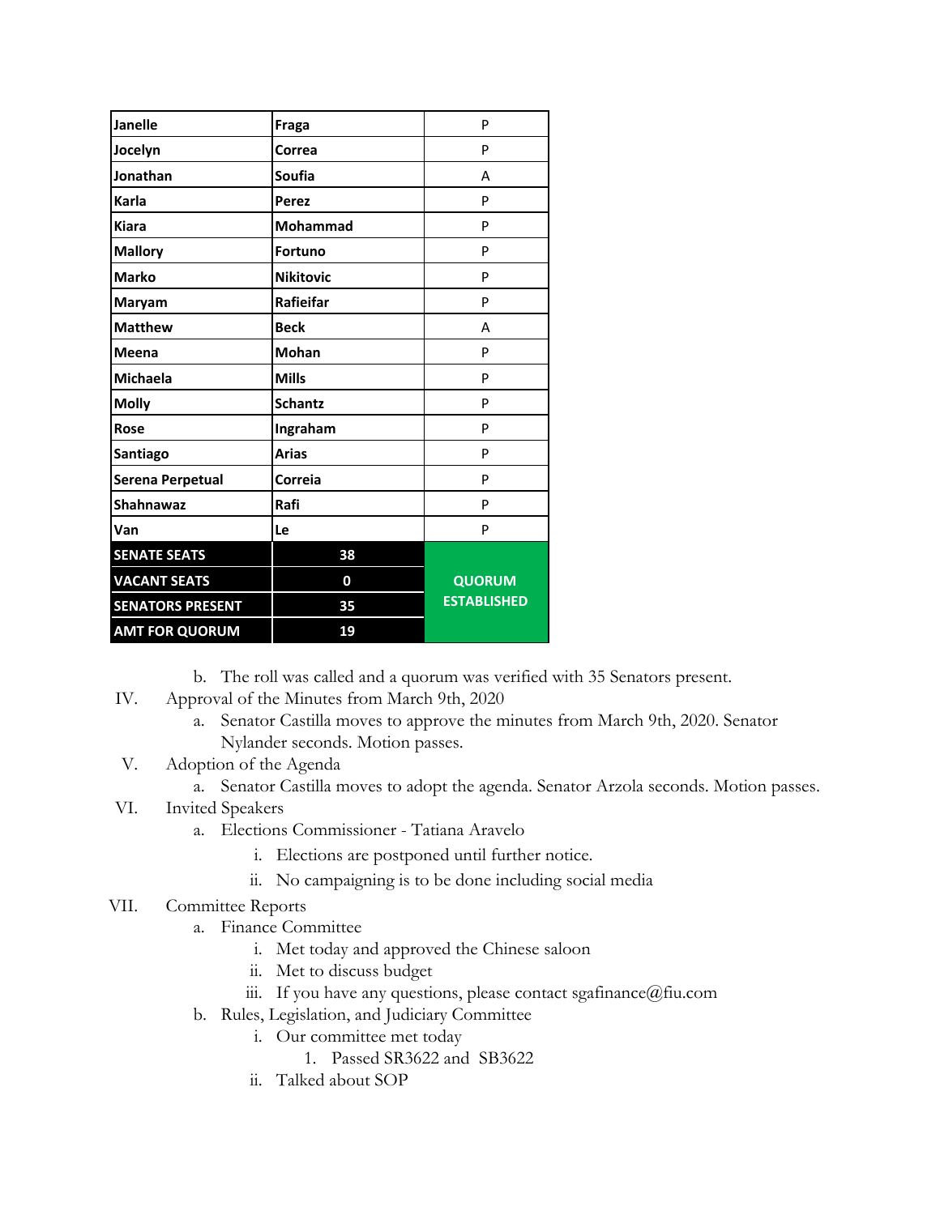| | | |
|---|---|---|
| Janelle | Fraga | P |
| Jocelyn | Correa | P |
| Jonathan | Soufia | A |
| Karla | Perez | P |
| Kiara | Mohammad | P |
| Mallory | Fortuno | P |
| Marko | Nikitovic | P |
| Maryam | Rafieifar | P |
| Matthew | Beck | A |
| Meena | Mohan | P |
| Michaela | Mills | P |
| Molly | Schantz | P |
| Rose | Ingraham | P |
| Santiago | Arias | P |
| Serena Perpetual | Correia | P |
| Shahnawaz | Rafi | P |
| Van | Le | P |
| **SENATE SEATS** | **38** | **QUORUM ESTABLISHED** |
| **VACANT SEATS** | **0** | |
| **SENATORS PRESENT** | **35** | |
| **AMT FOR QUORUM** | **19** | |

b. The roll was called and a quorum was verified with 35 Senators present.

IV. Approval of the Minutes from March 9th, 2020

a. Senator Castilla moves to approve the minutes from March 9th, 2020. Senator Nylander seconds. Motion passes.

V. Adoption of the Agenda

a. Senator Castilla moves to adopt the agenda. Senator Arzola seconds. Motion passes.

VI. Invited Speakers

a. Elections Commissioner - Tatiana Aravelo

i. Elections are postponed until further notice.

ii. No campaigning is to be done including social media

VII. Committee Reports

a. Finance Committee

i. Met today and approved the Chinese saloon

ii. Met to discuss budget

iii. If you have any questions, please contact sgafinance@fiu.com

b. Rules, Legislation, and Judiciary Committee

i. Our committee met today

1. Passed SR3622 and SB3622

ii. Talked about SOP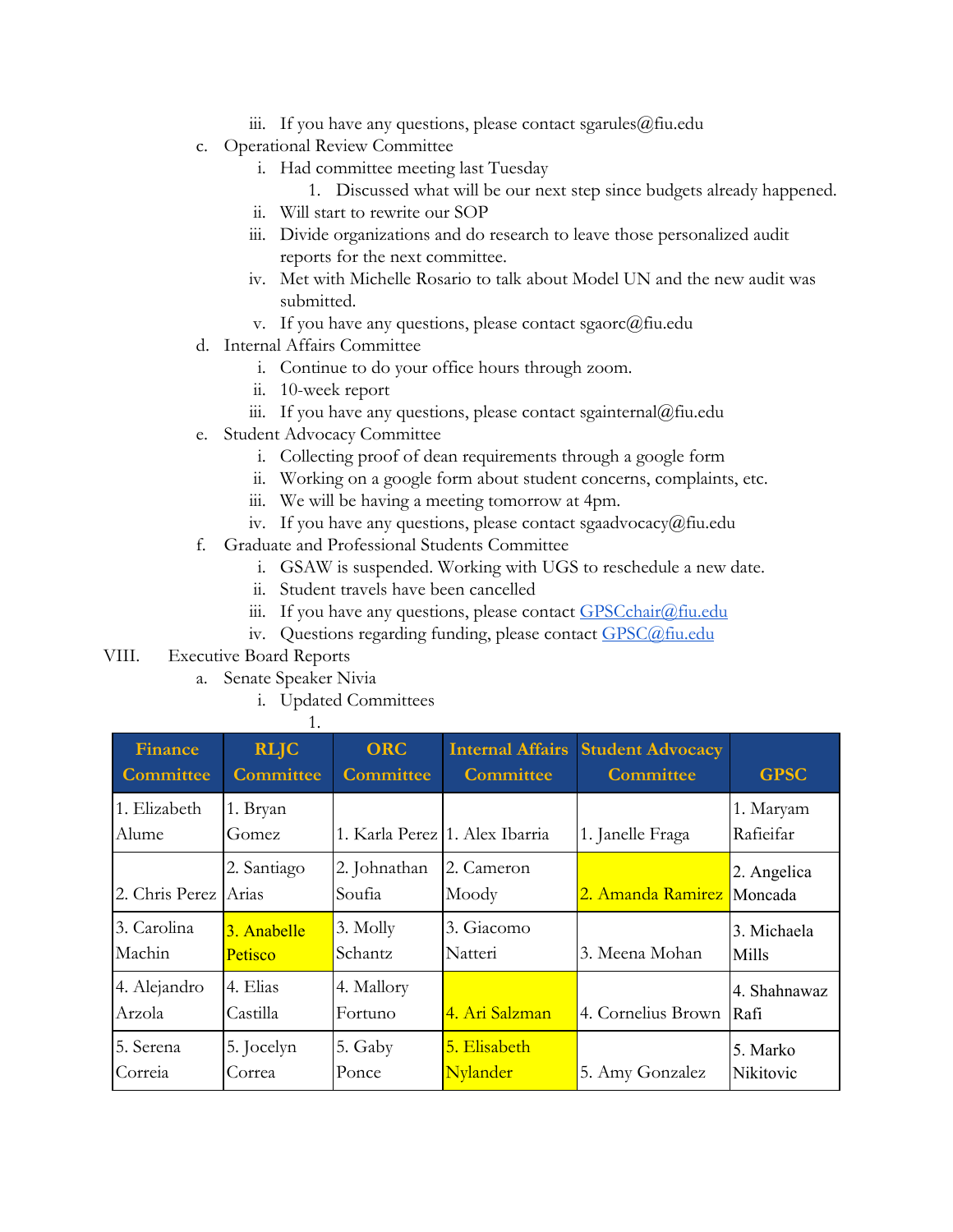iii. If you have any questions, please contact sgarules@fiu.edu

c. Operational Review Committee
   i. Had committee meeting last Tuesday
      1. Discussed what will be our next step since budgets already happened.
   ii. Will start to rewrite our SOP
   iii. Divide organizations and do research to leave those personalized audit reports for the next committee.
   iv. Met with Michelle Rosario to talk about Model UN and the new audit was submitted.
   v. If you have any questions, please contact sgaorc@fiu.edu

d. Internal Affairs Committee
   i. Continue to do your office hours through zoom.
   ii. 10-week report
   iii. If you have any questions, please contact sgainternal@fiu.edu

e. Student Advocacy Committee
   i. Collecting proof of dean requirements through a google form
   ii. Working on a google form about student concerns, complaints, etc.
   iii. We will be having a meeting tomorrow at 4pm.
   iv. If you have any questions, please contact sgaadvocacy@fiu.edu

f. Graduate and Professional Students Committee
   i. GSAW is suspended. Working with UGS to reschedule a new date.
   ii. Student travels have been cancelled
   iii. If you have any questions, please contact GPSCchair@fiu.edu
   iv. Questions regarding funding, please contact GPSC@fiu.edu

VIII. Executive Board Reports

a. Senate Speaker Nivia
   i. Updated Committees
      1.

| Finance Committee | RLJC Committee | ORC Committee | Internal Affairs Committee | Student Advocacy Committee | GPSC |
|---|---|---|---|---|---|
| 1. Elizabeth Alume | 1. Bryan Gomez | 1. Karla Perez | 1. Alex Ibarria | 1. Janelle Fraga | 1. Maryam Rafieifar |
| 2. Chris Perez | 2. Santiago Arias | 2. Johnathan Soufia | 2. Cameron Moody | 2. Amanda Ramirez | 2. Angelica Moncada |
| 3. Carolina Machin | 3. Anabelle Petisco | 3. Molly Schantz | 3. Giacomo Natteri | 3. Meena Mohan | 3. Michaela Mills |
| 4. Alejandro Arzola | 4. Elias Castilla | 4. Mallory Fortuno | 4. Ari Salzman | 4. Cornelius Brown | 4. Shahnawaz Rafi |
| 5. Serena Correia | 5. Jocelyn Correa | 5. Gaby Ponce | 5. Elisabeth Nylander | 5. Amy Gonzalez | 5. Marko Nikitovic |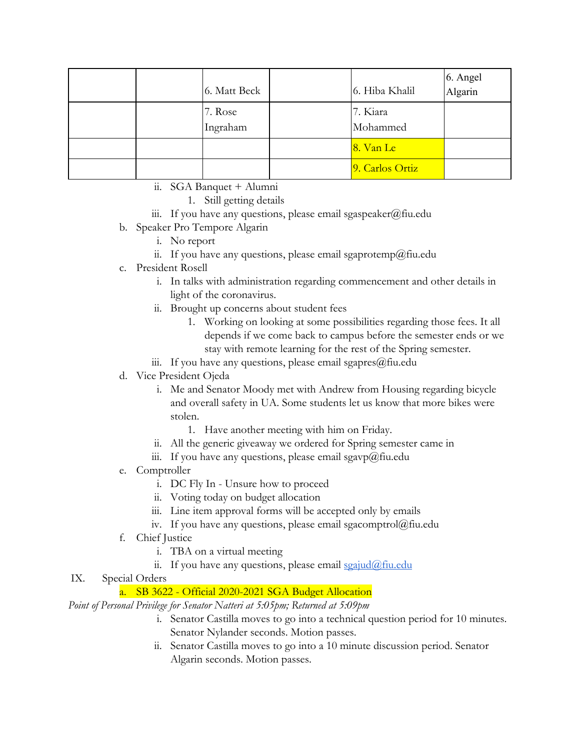| | | | | | |
|---|---|---|---|---|---|
| | | 6. Matt Beck | | 6. Hiba Khalil | 6. Angel Algarin |
| | | 7. Rose Ingraham | | 7. Kiara Mohammed | |
| | | | | 8. Van Le | |
| | | | | 9. Carlos Ortiz | |

   ii. SGA Banquet + Alumni
      1. Still getting details
   iii. If you have any questions, please email sgaspeaker@fiu.edu

b. Speaker Pro Tempore Algarin
   i. No report
   ii. If you have any questions, please email sgaprotemp@fiu.edu

c. President Rosell
   i. In talks with administration regarding commencement and other details in light of the coronavirus.
   ii. Brought up concerns about student fees
      1. Working on looking at some possibilities regarding those fees. It all depends if we come back to campus before the semester ends or we stay with remote learning for the rest of the Spring semester.
   iii. If you have any questions, please email sgapres@fiu.edu

d. Vice President Ojeda
   i. Me and Senator Moody met with Andrew from Housing regarding bicycle and overall safety in UA. Some students let us know that more bikes were stolen.
      1. Have another meeting with him on Friday.
   ii. All the generic giveaway we ordered for Spring semester came in
   iii. If you have any questions, please email sgavp@fiu.edu

e. Comptroller
   i. DC Fly In - Unsure how to proceed
   ii. Voting today on budget allocation
   iii. Line item approval forms will be accepted only by emails
   iv. If you have any questions, please email sgacomptrol@fiu.edu

f. Chief Justice
   i. TBA on a virtual meeting
   ii. If you have any questions, please email sgajud@fiu.edu

IX. Special Orders

a. SB 3622 - Official 2020-2021 SGA Budget Allocation

*Point of Personal Privilege for Senator Natteri at 5:05pm; Returned at 5:09pm*

   i. Senator Castilla moves to go into a technical question period for 10 minutes. Senator Nylander seconds. Motion passes.
   ii. Senator Castilla moves to go into a 10 minute discussion period. Senator Algarin seconds. Motion passes.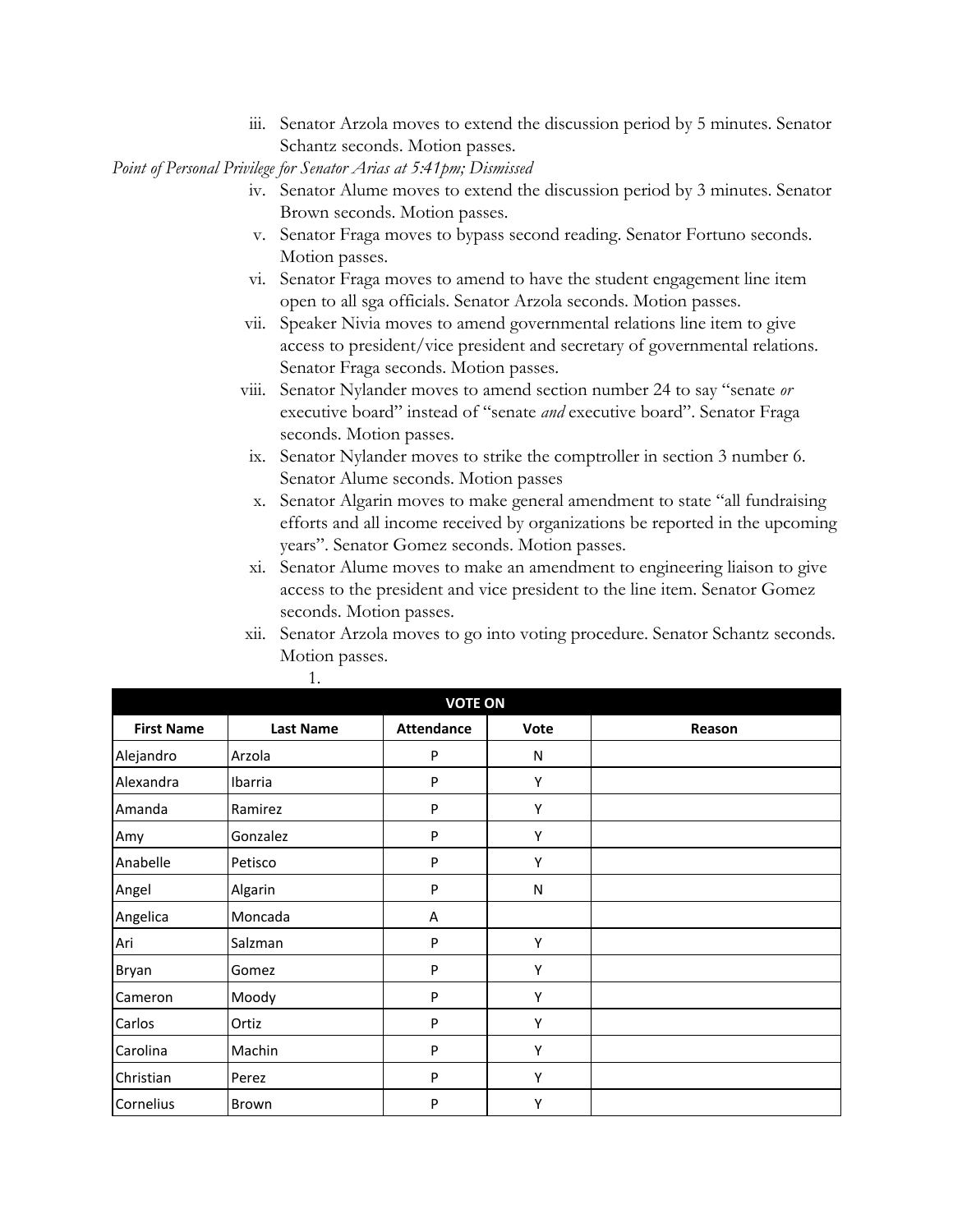iii. Senator Arzola moves to extend the discussion period by 5 minutes. Senator Schantz seconds. Motion passes.

*Point of Personal Privilege for Senator Arias at 5:41pm; Dismissed*

iv. Senator Alume moves to extend the discussion period by 3 minutes. Senator Brown seconds. Motion passes.

v. Senator Fraga moves to bypass second reading. Senator Fortuno seconds. Motion passes.

vi. Senator Fraga moves to amend to have the student engagement line item open to all sga officials. Senator Arzola seconds. Motion passes.

vii. Speaker Nivia moves to amend governmental relations line item to give access to president/vice president and secretary of governmental relations. Senator Fraga seconds. Motion passes.

viii. Senator Nylander moves to amend section number 24 to say "senate *or* executive board" instead of "senate *and* executive board". Senator Fraga seconds. Motion passes.

ix. Senator Nylander moves to strike the comptroller in section 3 number 6. Senator Alume seconds. Motion passes

x. Senator Algarin moves to make general amendment to state "all fundraising efforts and all income received by organizations be reported in the upcoming years". Senator Gomez seconds. Motion passes.

xi. Senator Alume moves to make an amendment to engineering liaison to give access to the president and vice president to the line item. Senator Gomez seconds. Motion passes.

xii. Senator Arzola moves to go into voting procedure. Senator Schantz seconds. Motion passes.

1.

| VOTE ON | | | | |
|---|---|---|---|---|
| **First Name** | **Last Name** | **Attendance** | **Vote** | **Reason** |
| Alejandro | Arzola | P | N | |
| Alexandra | Ibarria | P | Y | |
| Amanda | Ramirez | P | Y | |
| Amy | Gonzalez | P | Y | |
| Anabelle | Petisco | P | Y | |
| Angel | Algarin | P | N | |
| Angelica | Moncada | A | | |
| Ari | Salzman | P | Y | |
| Bryan | Gomez | P | Y | |
| Cameron | Moody | P | Y | |
| Carlos | Ortiz | P | Y | |
| Carolina | Machin | P | Y | |
| Christian | Perez | P | Y | |
| Cornelius | Brown | P | Y | |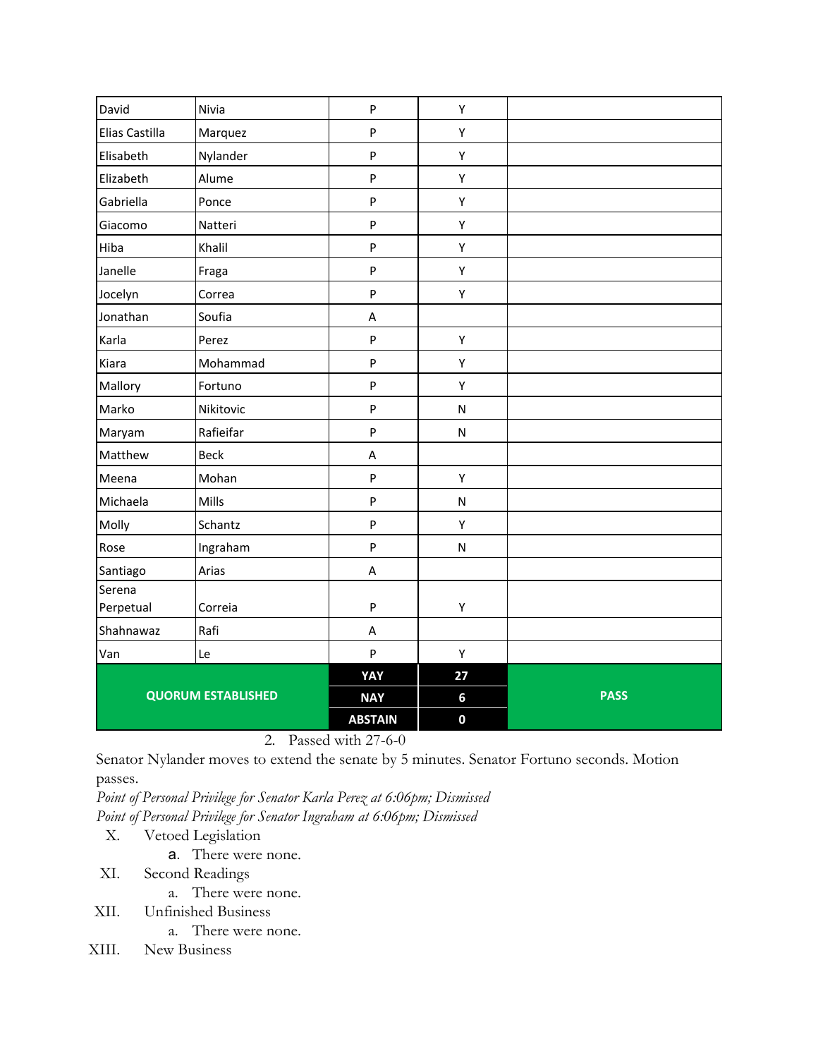| David | Nivia | P | Y | |
|---|---|---|---|---|
| Elias Castilla | Marquez | P | Y | |
| Elisabeth | Nylander | P | Y | |
| Elizabeth | Alume | P | Y | |
| Gabriella | Ponce | P | Y | |
| Giacomo | Natteri | P | Y | |
| Hiba | Khalil | P | Y | |
| Janelle | Fraga | P | Y | |
| Jocelyn | Correa | P | Y | |
| Jonathan | Soufia | A | | |
| Karla | Perez | P | Y | |
| Kiara | Mohammad | P | Y | |
| Mallory | Fortuno | P | Y | |
| Marko | Nikitovic | P | N | |
| Maryam | Rafieifar | P | N | |
| Matthew | Beck | A | | |
| Meena | Mohan | P | Y | |
| Michaela | Mills | P | N | |
| Molly | Schantz | P | Y | |
| Rose | Ingraham | P | N | |
| Santiago | Arias | A | | |
| Serena Perpetual | Correia | P | Y | |
| Shahnawaz | Rafi | A | | |
| Van | Le | P | Y | |
| **QUORUM ESTABLISHED** | | **YAY** | **27** | **PASS** |
| | | **NAY** | **6** | |
| | | **ABSTAIN** | **0** | |

2. Passed with 27-6-0

Senator Nylander moves to extend the senate by 5 minutes. Senator Fortuno seconds. Motion passes.

*Point of Personal Privilege for Senator Karla Perez at 6:06pm; Dismissed*

*Point of Personal Privilege for Senator Ingraham at 6:06pm; Dismissed*

X. Vetoed Legislation
   a. There were none.

XI. Second Readings
   a. There were none.

XII. Unfinished Business
   a. There were none.

XIII. New Business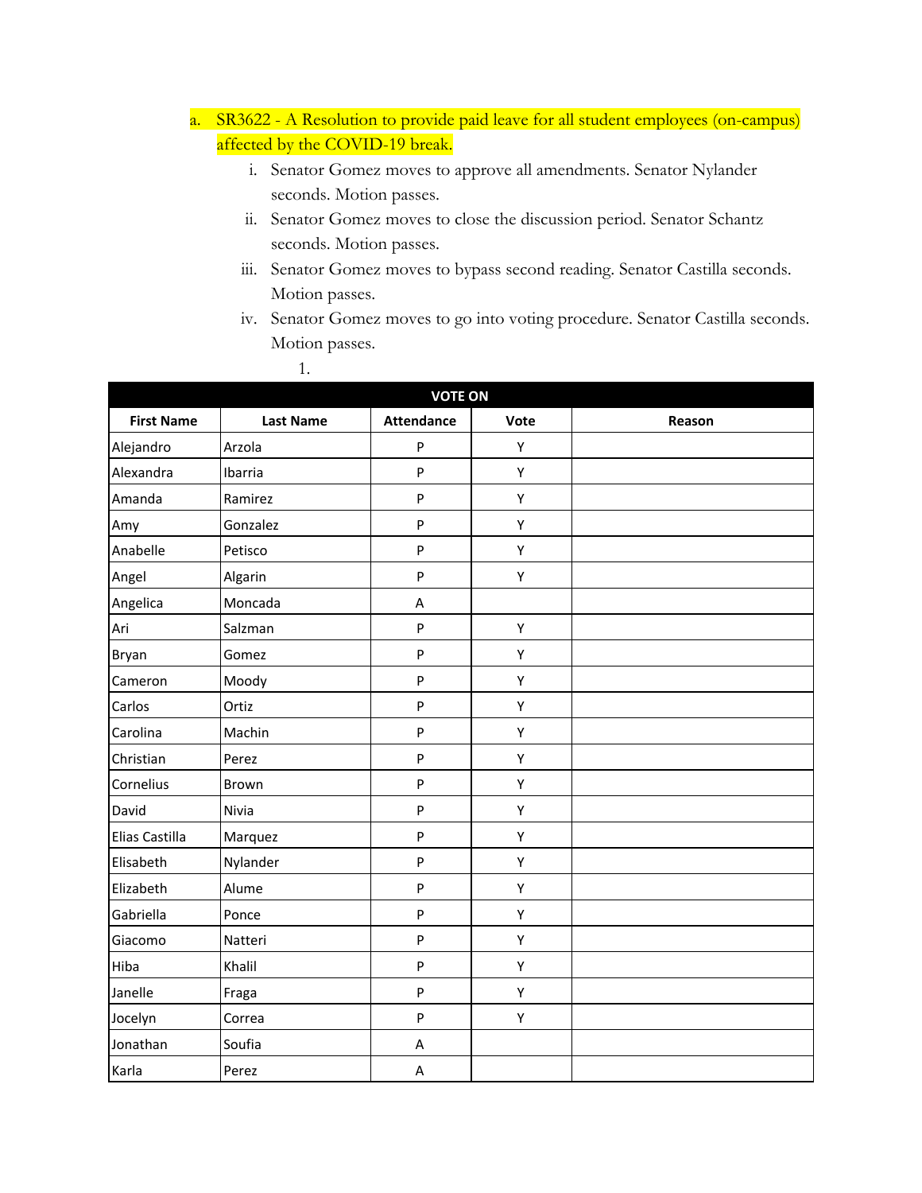a. SR3622 - A Resolution to provide paid leave for all student employees (on-campus) affected by the COVID-19 break.

   i. Senator Gomez moves to approve all amendments. Senator Nylander seconds. Motion passes.

   ii. Senator Gomez moves to close the discussion period. Senator Schantz seconds. Motion passes.

   iii. Senator Gomez moves to bypass second reading. Senator Castilla seconds. Motion passes.

   iv. Senator Gomez moves to go into voting procedure. Senator Castilla seconds. Motion passes.

      1.

| VOTE ON | | | | |
|---|---|---|---|---|
| **First Name** | **Last Name** | **Attendance** | **Vote** | **Reason** |
| Alejandro | Arzola | P | Y | |
| Alexandra | Ibarria | P | Y | |
| Amanda | Ramirez | P | Y | |
| Amy | Gonzalez | P | Y | |
| Anabelle | Petisco | P | Y | |
| Angel | Algarin | P | Y | |
| Angelica | Moncada | A | | |
| Ari | Salzman | P | Y | |
| Bryan | Gomez | P | Y | |
| Cameron | Moody | P | Y | |
| Carlos | Ortiz | P | Y | |
| Carolina | Machin | P | Y | |
| Christian | Perez | P | Y | |
| Cornelius | Brown | P | Y | |
| David | Nivia | P | Y | |
| Elias Castilla | Marquez | P | Y | |
| Elisabeth | Nylander | P | Y | |
| Elizabeth | Alume | P | Y | |
| Gabriella | Ponce | P | Y | |
| Giacomo | Natteri | P | Y | |
| Hiba | Khalil | P | Y | |
| Janelle | Fraga | P | Y | |
| Jocelyn | Correa | P | Y | |
| Jonathan | Soufia | A | | |
| Karla | Perez | A | | |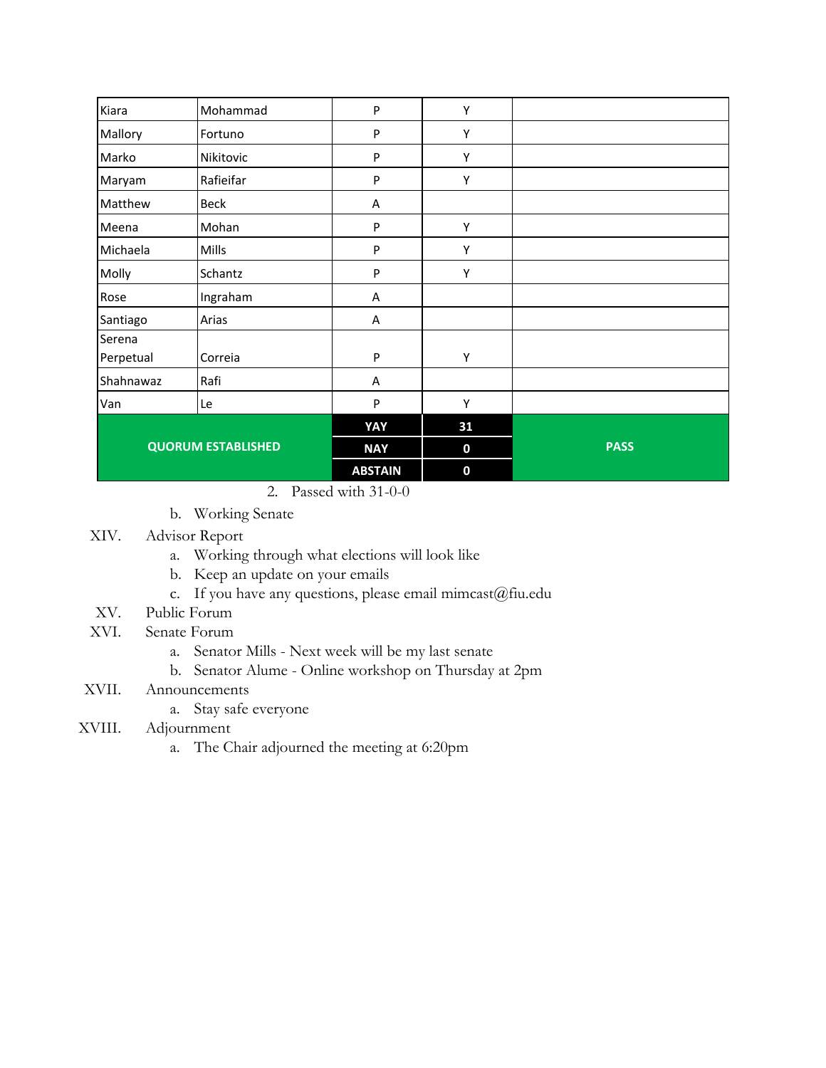| | | | | |
|---|---|---|---|---|
| Kiara | Mohammad | P | Y | |
| Mallory | Fortuno | P | Y | |
| Marko | Nikitovic | P | Y | |
| Maryam | Rafieifar | P | Y | |
| Matthew | Beck | A | | |
| Meena | Mohan | P | Y | |
| Michaela | Mills | P | Y | |
| Molly | Schantz | P | Y | |
| Rose | Ingraham | A | | |
| Santiago | Arias | A | | |
| Serena Perpetual | Correia | P | Y | |
| Shahnawaz | Rafi | A | | |
| Van | Le | P | Y | |
| **QUORUM ESTABLISHED** | | **YAY** | **31** | **PASS** |
| | | **NAY** | **0** | |
| | | **ABSTAIN** | **0** | |

2. Passed with 31-0-0

b. Working Senate

XIV. Advisor Report
   a. Working through what elections will look like
   b. Keep an update on your emails
   c. If you have any questions, please email mimcast@fiu.edu

XV. Public Forum

XVI. Senate Forum
   a. Senator Mills - Next week will be my last senate
   b. Senator Alume - Online workshop on Thursday at 2pm

XVII. Announcements
   a. Stay safe everyone

XVIII. Adjournment
   a. The Chair adjourned the meeting at 6:20pm